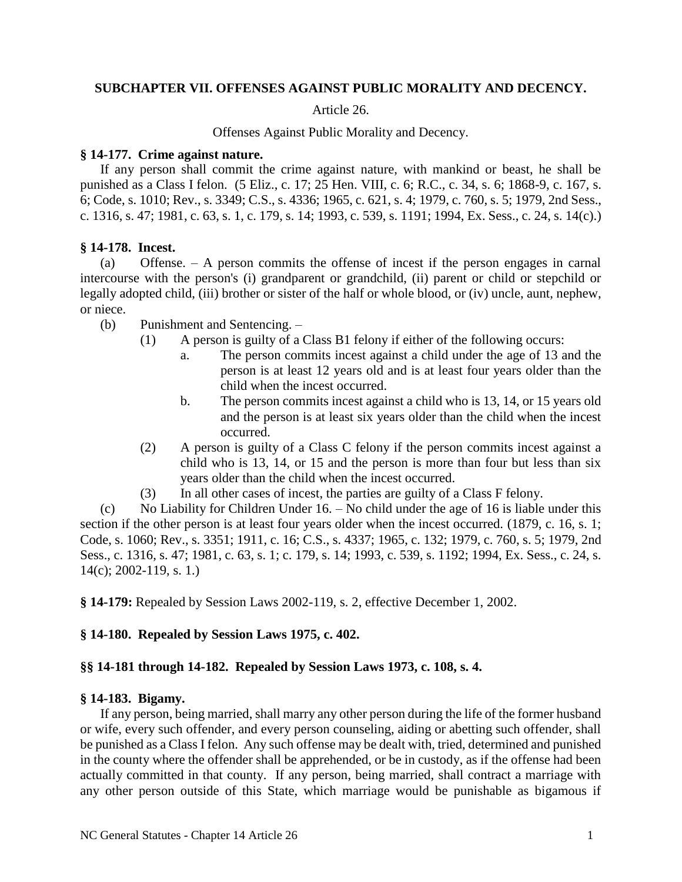## SUBCHAPTER VII. OFFENSES AGAINST PUBLIC MORALITY AND DECENCY.

Article 26.

Offenses Against Public Morality and Decency.

### § 14-177. Crime against nature.

If any person shall commit the crime against nature, with mankind or beast, he shall be punished as a Class I felon. (5 Eliz., c. 17; 25 Hen. VIII, c. 6; R.C., c. 34, s. 6; 1868-9, c. 167, s. 6; Code, s. 1010; Rev., s. 3349; C.S., s. 4336; 1965, c. 621, s. 4; 1979, c. 760, s. 5; 1979, 2nd Sess., c. 1316, s. 47; 1981, c. 63, s. 1, c. 179, s. 14; 1993, c. 539, s. 1191; 1994, Ex. Sess., c. 24, s. 14(c).)

### § 14-178. Incest.

(a) Offense. – A person commits the offense of incest if the person engages in carnal intercourse with the person's (i) grandparent or grandchild, (ii) parent or child or stepchild or legally adopted child, (iii) brother or sister of the half or whole blood, or (iv) uncle, aunt, nephew, or niece.

(b) Punishment and Sentencing. –

(1) A person is guilty of a Class B1 felony if either of the following occurs:

a. The person commits incest against a child under the age of 13 and the person is at least 12 years old and is at least four years older than the child when the incest occurred.

b. The person commits incest against a child who is 13, 14, or 15 years old and the person is at least six years older than the child when the incest occurred.

(2) A person is guilty of a Class C felony if the person commits incest against a child who is 13, 14, or 15 and the person is more than four but less than six years older than the child when the incest occurred.

(3) In all other cases of incest, the parties are guilty of a Class F felony.

(c) No Liability for Children Under 16. – No child under the age of 16 is liable under this section if the other person is at least four years older when the incest occurred. (1879, c. 16, s. 1; Code, s. 1060; Rev., s. 3351; 1911, c. 16; C.S., s. 4337; 1965, c. 132; 1979, c. 760, s. 5; 1979, 2nd Sess., c. 1316, s. 47; 1981, c. 63, s. 1; c. 179, s. 14; 1993, c. 539, s. 1192; 1994, Ex. Sess., c. 24, s. 14(c); 2002-119, s. 1.)

**§ 14-179:** Repealed by Session Laws 2002-119, s. 2, effective December 1, 2002.

### § 14-180. Repealed by Session Laws 1975, c. 402.

### §§ 14-181 through 14-182. Repealed by Session Laws 1973, c. 108, s. 4.

### § 14-183. Bigamy.

If any person, being married, shall marry any other person during the life of the former husband or wife, every such offender, and every person counseling, aiding or abetting such offender, shall be punished as a Class I felon. Any such offense may be dealt with, tried, determined and punished in the county where the offender shall be apprehended, or be in custody, as if the offense had been actually committed in that county. If any person, being married, shall contract a marriage with any other person outside of this State, which marriage would be punishable as bigamous if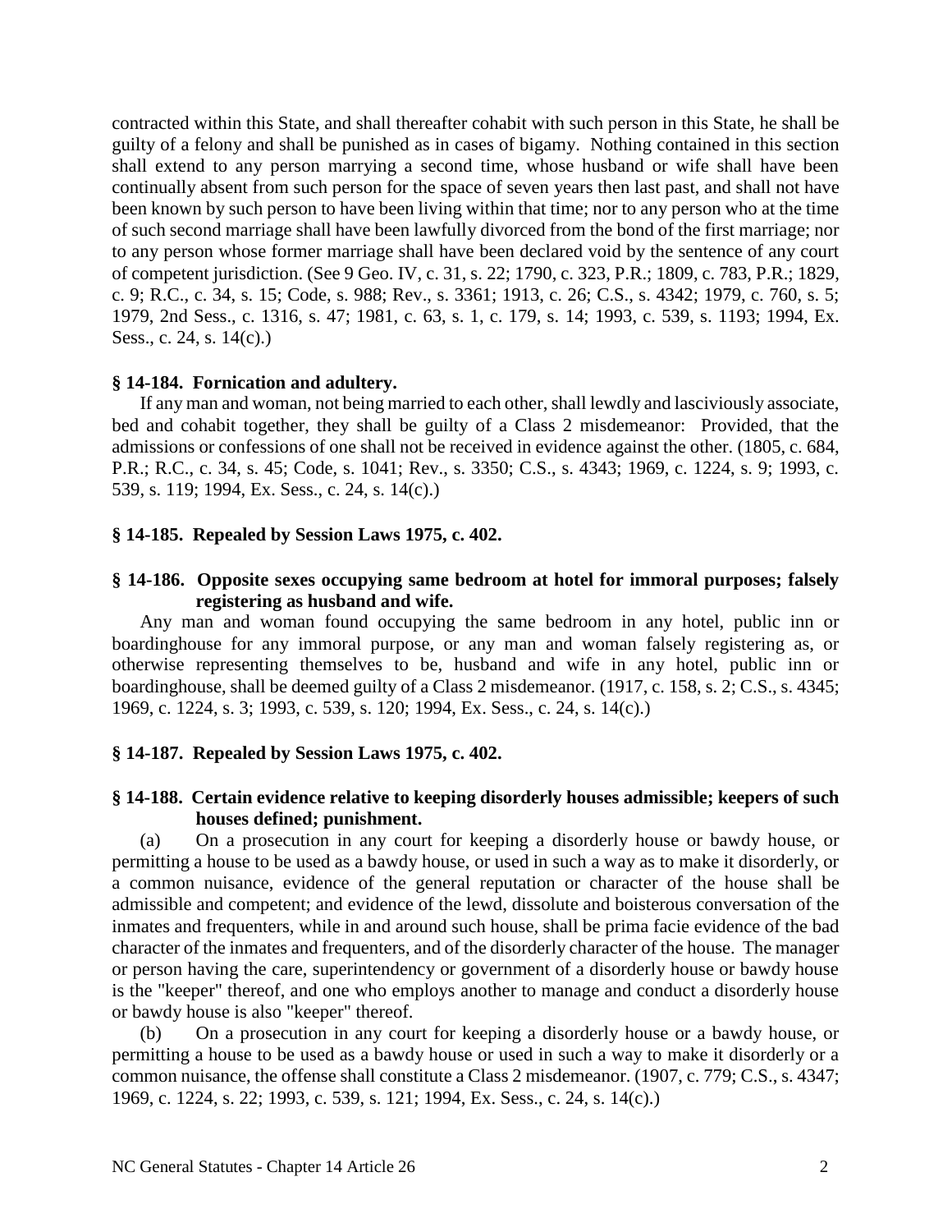contracted within this State, and shall thereafter cohabit with such person in this State, he shall be guilty of a felony and shall be punished as in cases of bigamy. Nothing contained in this section shall extend to any person marrying a second time, whose husband or wife shall have been continually absent from such person for the space of seven years then last past, and shall not have been known by such person to have been living within that time; nor to any person who at the time of such second marriage shall have been lawfully divorced from the bond of the first marriage; nor to any person whose former marriage shall have been declared void by the sentence of any court of competent jurisdiction. (See 9 Geo. IV, c. 31, s. 22; 1790, c. 323, P.R.; 1809, c. 783, P.R.; 1829, c. 9; R.C., c. 34, s. 15; Code, s. 988; Rev., s. 3361; 1913, c. 26; C.S., s. 4342; 1979, c. 760, s. 5; 1979, 2nd Sess., c. 1316, s. 47; 1981, c. 63, s. 1, c. 179, s. 14; 1993, c. 539, s. 1193; 1994, Ex. Sess., c. 24, s. 14(c).)

**§ 14-184. Fornication and adultery.**

If any man and woman, not being married to each other, shall lewdly and lasciviously associate, bed and cohabit together, they shall be guilty of a Class 2 misdemeanor: Provided, that the admissions or confessions of one shall not be received in evidence against the other. (1805, c. 684, P.R.; R.C., c. 34, s. 45; Code, s. 1041; Rev., s. 3350; C.S., s. 4343; 1969, c. 1224, s. 9; 1993, c. 539, s. 119; 1994, Ex. Sess., c. 24, s. 14(c).)

**§ 14-185. Repealed by Session Laws 1975, c. 402.**

**§ 14-186. Opposite sexes occupying same bedroom at hotel for immoral purposes; falsely registering as husband and wife.**

Any man and woman found occupying the same bedroom in any hotel, public inn or boardinghouse for any immoral purpose, or any man and woman falsely registering as, or otherwise representing themselves to be, husband and wife in any hotel, public inn or boardinghouse, shall be deemed guilty of a Class 2 misdemeanor. (1917, c. 158, s. 2; C.S., s. 4345; 1969, c. 1224, s. 3; 1993, c. 539, s. 120; 1994, Ex. Sess., c. 24, s. 14(c).)

**§ 14-187. Repealed by Session Laws 1975, c. 402.**

**§ 14-188. Certain evidence relative to keeping disorderly houses admissible; keepers of such houses defined; punishment.**

(a) On a prosecution in any court for keeping a disorderly house or bawdy house, or permitting a house to be used as a bawdy house, or used in such a way as to make it disorderly, or a common nuisance, evidence of the general reputation or character of the house shall be admissible and competent; and evidence of the lewd, dissolute and boisterous conversation of the inmates and frequenters, while in and around such house, shall be prima facie evidence of the bad character of the inmates and frequenters, and of the disorderly character of the house. The manager or person having the care, superintendency or government of a disorderly house or bawdy house is the "keeper" thereof, and one who employs another to manage and conduct a disorderly house or bawdy house is also "keeper" thereof.

(b) On a prosecution in any court for keeping a disorderly house or a bawdy house, or permitting a house to be used as a bawdy house or used in such a way to make it disorderly or a common nuisance, the offense shall constitute a Class 2 misdemeanor. (1907, c. 779; C.S., s. 4347; 1969, c. 1224, s. 22; 1993, c. 539, s. 121; 1994, Ex. Sess., c. 24, s. 14(c).)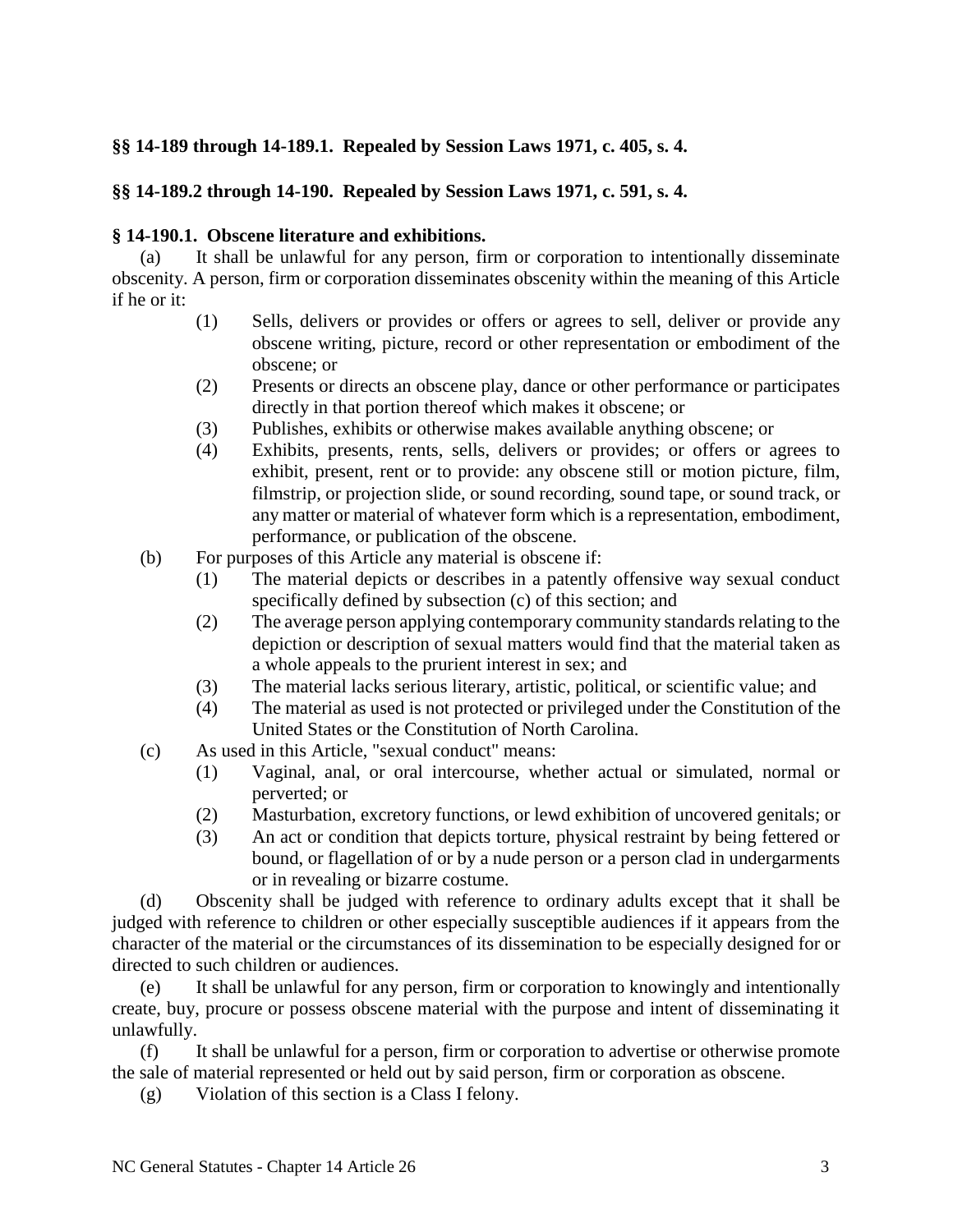**§§ 14-189 through 14-189.1. Repealed by Session Laws 1971, c. 405, s. 4.**

**§§ 14-189.2 through 14-190. Repealed by Session Laws 1971, c. 591, s. 4.**

**§ 14-190.1. Obscene literature and exhibitions.**

(a) It shall be unlawful for any person, firm or corporation to intentionally disseminate obscenity. A person, firm or corporation disseminates obscenity within the meaning of this Article if he or it:

(1) Sells, delivers or provides or offers or agrees to sell, deliver or provide any obscene writing, picture, record or other representation or embodiment of the obscene; or

(2) Presents or directs an obscene play, dance or other performance or participates directly in that portion thereof which makes it obscene; or

(3) Publishes, exhibits or otherwise makes available anything obscene; or

(4) Exhibits, presents, rents, sells, delivers or provides; or offers or agrees to exhibit, present, rent or to provide: any obscene still or motion picture, film, filmstrip, or projection slide, or sound recording, sound tape, or sound track, or any matter or material of whatever form which is a representation, embodiment, performance, or publication of the obscene.

(b) For purposes of this Article any material is obscene if:

(1) The material depicts or describes in a patently offensive way sexual conduct specifically defined by subsection (c) of this section; and

(2) The average person applying contemporary community standards relating to the depiction or description of sexual matters would find that the material taken as a whole appeals to the prurient interest in sex; and

(3) The material lacks serious literary, artistic, political, or scientific value; and

(4) The material as used is not protected or privileged under the Constitution of the United States or the Constitution of North Carolina.

(c) As used in this Article, "sexual conduct" means:

(1) Vaginal, anal, or oral intercourse, whether actual or simulated, normal or perverted; or

(2) Masturbation, excretory functions, or lewd exhibition of uncovered genitals; or

(3) An act or condition that depicts torture, physical restraint by being fettered or bound, or flagellation of or by a nude person or a person clad in undergarments or in revealing or bizarre costume.

(d) Obscenity shall be judged with reference to ordinary adults except that it shall be judged with reference to children or other especially susceptible audiences if it appears from the character of the material or the circumstances of its dissemination to be especially designed for or directed to such children or audiences.

(e) It shall be unlawful for any person, firm or corporation to knowingly and intentionally create, buy, procure or possess obscene material with the purpose and intent of disseminating it unlawfully.

(f) It shall be unlawful for a person, firm or corporation to advertise or otherwise promote the sale of material represented or held out by said person, firm or corporation as obscene.

(g) Violation of this section is a Class I felony.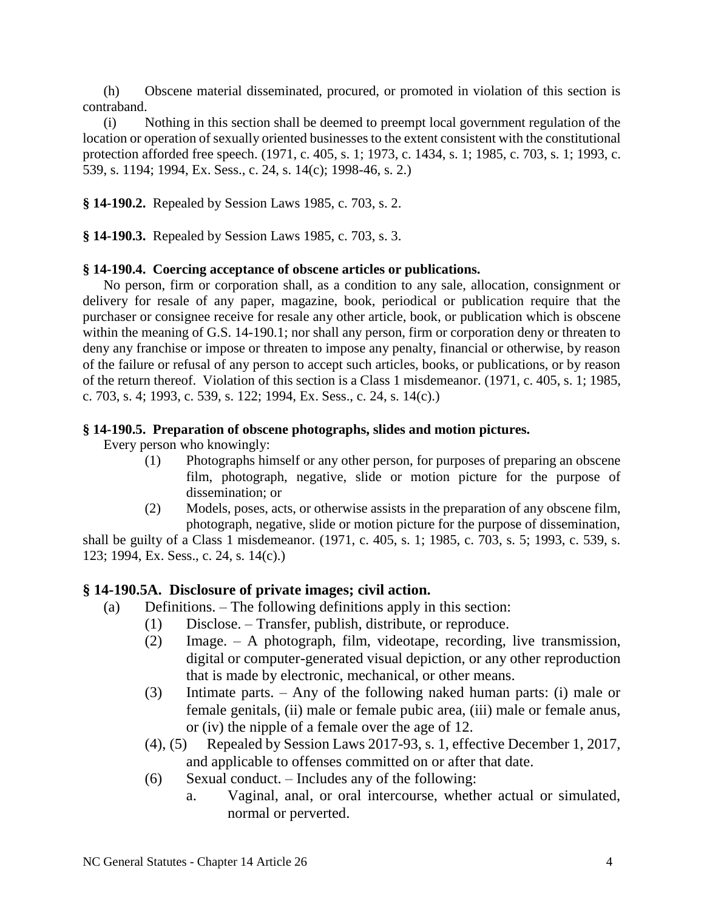(h) Obscene material disseminated, procured, or promoted in violation of this section is contraband.

(i) Nothing in this section shall be deemed to preempt local government regulation of the location or operation of sexually oriented businesses to the extent consistent with the constitutional protection afforded free speech. (1971, c. 405, s. 1; 1973, c. 1434, s. 1; 1985, c. 703, s. 1; 1993, c. 539, s. 1194; 1994, Ex. Sess., c. 24, s. 14(c); 1998-46, s. 2.)

**§ 14-190.2.** Repealed by Session Laws 1985, c. 703, s. 2.

**§ 14-190.3.** Repealed by Session Laws 1985, c. 703, s. 3.

**§ 14-190.4. Coercing acceptance of obscene articles or publications.**

No person, firm or corporation shall, as a condition to any sale, allocation, consignment or delivery for resale of any paper, magazine, book, periodical or publication require that the purchaser or consignee receive for resale any other article, book, or publication which is obscene within the meaning of G.S. 14-190.1; nor shall any person, firm or corporation deny or threaten to deny any franchise or impose or threaten to impose any penalty, financial or otherwise, by reason of the failure or refusal of any person to accept such articles, books, or publications, or by reason of the return thereof. Violation of this section is a Class 1 misdemeanor. (1971, c. 405, s. 1; 1985, c. 703, s. 4; 1993, c. 539, s. 122; 1994, Ex. Sess., c. 24, s. 14(c).)

**§ 14-190.5. Preparation of obscene photographs, slides and motion pictures.**

Every person who knowingly:

(1) Photographs himself or any other person, for purposes of preparing an obscene film, photograph, negative, slide or motion picture for the purpose of dissemination; or

(2) Models, poses, acts, or otherwise assists in the preparation of any obscene film, photograph, negative, slide or motion picture for the purpose of dissemination,

shall be guilty of a Class 1 misdemeanor. (1971, c. 405, s. 1; 1985, c. 703, s. 5; 1993, c. 539, s. 123; 1994, Ex. Sess., c. 24, s. 14(c).)

**§ 14-190.5A. Disclosure of private images; civil action.**

(a) Definitions. – The following definitions apply in this section:

(1) Disclose. – Transfer, publish, distribute, or reproduce.

(2) Image. – A photograph, film, videotape, recording, live transmission, digital or computer-generated visual depiction, or any other reproduction that is made by electronic, mechanical, or other means.

(3) Intimate parts. – Any of the following naked human parts: (i) male or female genitals, (ii) male or female pubic area, (iii) male or female anus, or (iv) the nipple of a female over the age of 12.

(4), (5) Repealed by Session Laws 2017-93, s. 1, effective December 1, 2017, and applicable to offenses committed on or after that date.

(6) Sexual conduct. – Includes any of the following:

a. Vaginal, anal, or oral intercourse, whether actual or simulated, normal or perverted.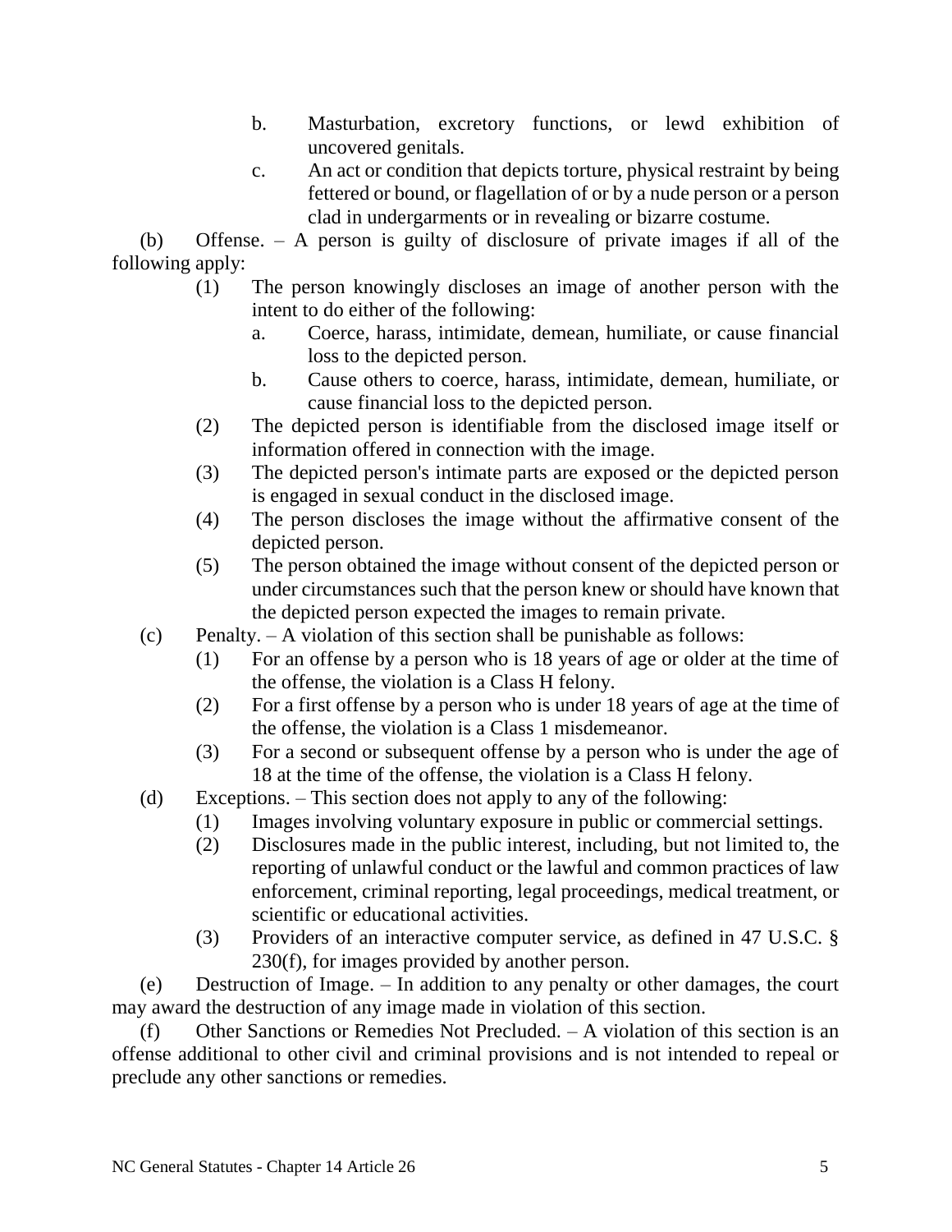b. Masturbation, excretory functions, or lewd exhibition of uncovered genitals.

c. An act or condition that depicts torture, physical restraint by being fettered or bound, or flagellation of or by a nude person or a person clad in undergarments or in revealing or bizarre costume.

(b) Offense. – A person is guilty of disclosure of private images if all of the following apply:

(1) The person knowingly discloses an image of another person with the intent to do either of the following:

a. Coerce, harass, intimidate, demean, humiliate, or cause financial loss to the depicted person.

b. Cause others to coerce, harass, intimidate, demean, humiliate, or cause financial loss to the depicted person.

(2) The depicted person is identifiable from the disclosed image itself or information offered in connection with the image.

(3) The depicted person's intimate parts are exposed or the depicted person is engaged in sexual conduct in the disclosed image.

(4) The person discloses the image without the affirmative consent of the depicted person.

(5) The person obtained the image without consent of the depicted person or under circumstances such that the person knew or should have known that the depicted person expected the images to remain private.

(c) Penalty. – A violation of this section shall be punishable as follows:

(1) For an offense by a person who is 18 years of age or older at the time of the offense, the violation is a Class H felony.

(2) For a first offense by a person who is under 18 years of age at the time of the offense, the violation is a Class 1 misdemeanor.

(3) For a second or subsequent offense by a person who is under the age of 18 at the time of the offense, the violation is a Class H felony.

(d) Exceptions. – This section does not apply to any of the following:

(1) Images involving voluntary exposure in public or commercial settings.

(2) Disclosures made in the public interest, including, but not limited to, the reporting of unlawful conduct or the lawful and common practices of law enforcement, criminal reporting, legal proceedings, medical treatment, or scientific or educational activities.

(3) Providers of an interactive computer service, as defined in 47 U.S.C. § 230(f), for images provided by another person.

(e) Destruction of Image. – In addition to any penalty or other damages, the court may award the destruction of any image made in violation of this section.

(f) Other Sanctions or Remedies Not Precluded. – A violation of this section is an offense additional to other civil and criminal provisions and is not intended to repeal or preclude any other sanctions or remedies.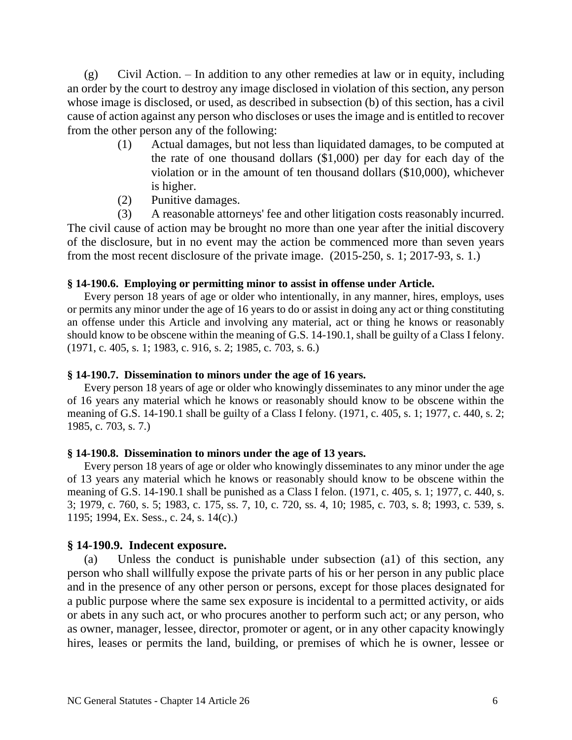(g) Civil Action. – In addition to any other remedies at law or in equity, including an order by the court to destroy any image disclosed in violation of this section, any person whose image is disclosed, or used, as described in subsection (b) of this section, has a civil cause of action against any person who discloses or uses the image and is entitled to recover from the other person any of the following:

(1) Actual damages, but not less than liquidated damages, to be computed at the rate of one thousand dollars ($1,000) per day for each day of the violation or in the amount of ten thousand dollars ($10,000), whichever is higher.

(2) Punitive damages.

(3) A reasonable attorneys' fee and other litigation costs reasonably incurred.

The civil cause of action may be brought no more than one year after the initial discovery of the disclosure, but in no event may the action be commenced more than seven years from the most recent disclosure of the private image. (2015-250, s. 1; 2017-93, s. 1.)

**§ 14-190.6. Employing or permitting minor to assist in offense under Article.**

Every person 18 years of age or older who intentionally, in any manner, hires, employs, uses or permits any minor under the age of 16 years to do or assist in doing any act or thing constituting an offense under this Article and involving any material, act or thing he knows or reasonably should know to be obscene within the meaning of G.S. 14-190.1, shall be guilty of a Class I felony. (1971, c. 405, s. 1; 1983, c. 916, s. 2; 1985, c. 703, s. 6.)

**§ 14-190.7. Dissemination to minors under the age of 16 years.**

Every person 18 years of age or older who knowingly disseminates to any minor under the age of 16 years any material which he knows or reasonably should know to be obscene within the meaning of G.S. 14-190.1 shall be guilty of a Class I felony. (1971, c. 405, s. 1; 1977, c. 440, s. 2; 1985, c. 703, s. 7.)

**§ 14-190.8. Dissemination to minors under the age of 13 years.**

Every person 18 years of age or older who knowingly disseminates to any minor under the age of 13 years any material which he knows or reasonably should know to be obscene within the meaning of G.S. 14-190.1 shall be punished as a Class I felon. (1971, c. 405, s. 1; 1977, c. 440, s. 3; 1979, c. 760, s. 5; 1983, c. 175, ss. 7, 10, c. 720, ss. 4, 10; 1985, c. 703, s. 8; 1993, c. 539, s. 1195; 1994, Ex. Sess., c. 24, s. 14(c).)

## § 14-190.9. Indecent exposure.

(a) Unless the conduct is punishable under subsection (a1) of this section, any person who shall willfully expose the private parts of his or her person in any public place and in the presence of any other person or persons, except for those places designated for a public purpose where the same sex exposure is incidental to a permitted activity, or aids or abets in any such act, or who procures another to perform such act; or any person, who as owner, manager, lessee, director, promoter or agent, or in any other capacity knowingly hires, leases or permits the land, building, or premises of which he is owner, lessee or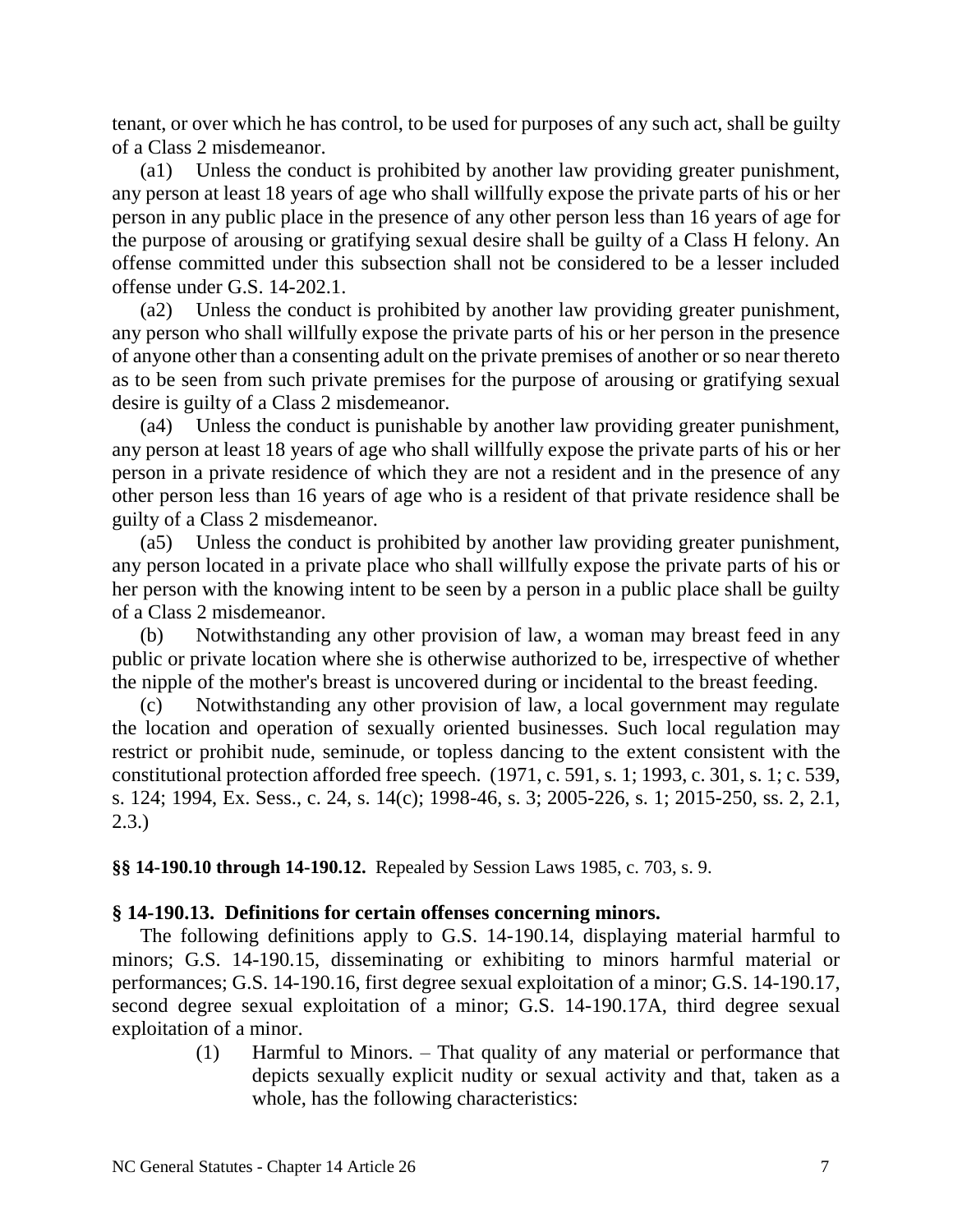tenant, or over which he has control, to be used for purposes of any such act, shall be guilty of a Class 2 misdemeanor.

(a1) Unless the conduct is prohibited by another law providing greater punishment, any person at least 18 years of age who shall willfully expose the private parts of his or her person in any public place in the presence of any other person less than 16 years of age for the purpose of arousing or gratifying sexual desire shall be guilty of a Class H felony. An offense committed under this subsection shall not be considered to be a lesser included offense under G.S. 14-202.1.

(a2) Unless the conduct is prohibited by another law providing greater punishment, any person who shall willfully expose the private parts of his or her person in the presence of anyone other than a consenting adult on the private premises of another or so near thereto as to be seen from such private premises for the purpose of arousing or gratifying sexual desire is guilty of a Class 2 misdemeanor.

(a4) Unless the conduct is punishable by another law providing greater punishment, any person at least 18 years of age who shall willfully expose the private parts of his or her person in a private residence of which they are not a resident and in the presence of any other person less than 16 years of age who is a resident of that private residence shall be guilty of a Class 2 misdemeanor.

(a5) Unless the conduct is prohibited by another law providing greater punishment, any person located in a private place who shall willfully expose the private parts of his or her person with the knowing intent to be seen by a person in a public place shall be guilty of a Class 2 misdemeanor.

(b) Notwithstanding any other provision of law, a woman may breast feed in any public or private location where she is otherwise authorized to be, irrespective of whether the nipple of the mother's breast is uncovered during or incidental to the breast feeding.

(c) Notwithstanding any other provision of law, a local government may regulate the location and operation of sexually oriented businesses. Such local regulation may restrict or prohibit nude, seminude, or topless dancing to the extent consistent with the constitutional protection afforded free speech. (1971, c. 591, s. 1; 1993, c. 301, s. 1; c. 539, s. 124; 1994, Ex. Sess., c. 24, s. 14(c); 1998-46, s. 3; 2005-226, s. 1; 2015-250, ss. 2, 2.1, 2.3.)

**§§ 14-190.10 through 14-190.12.** Repealed by Session Laws 1985, c. 703, s. 9.

### § 14-190.13. Definitions for certain offenses concerning minors.

The following definitions apply to G.S. 14-190.14, displaying material harmful to minors; G.S. 14-190.15, disseminating or exhibiting to minors harmful material or performances; G.S. 14-190.16, first degree sexual exploitation of a minor; G.S. 14-190.17, second degree sexual exploitation of a minor; G.S. 14-190.17A, third degree sexual exploitation of a minor.

(1) Harmful to Minors. – That quality of any material or performance that depicts sexually explicit nudity or sexual activity and that, taken as a whole, has the following characteristics: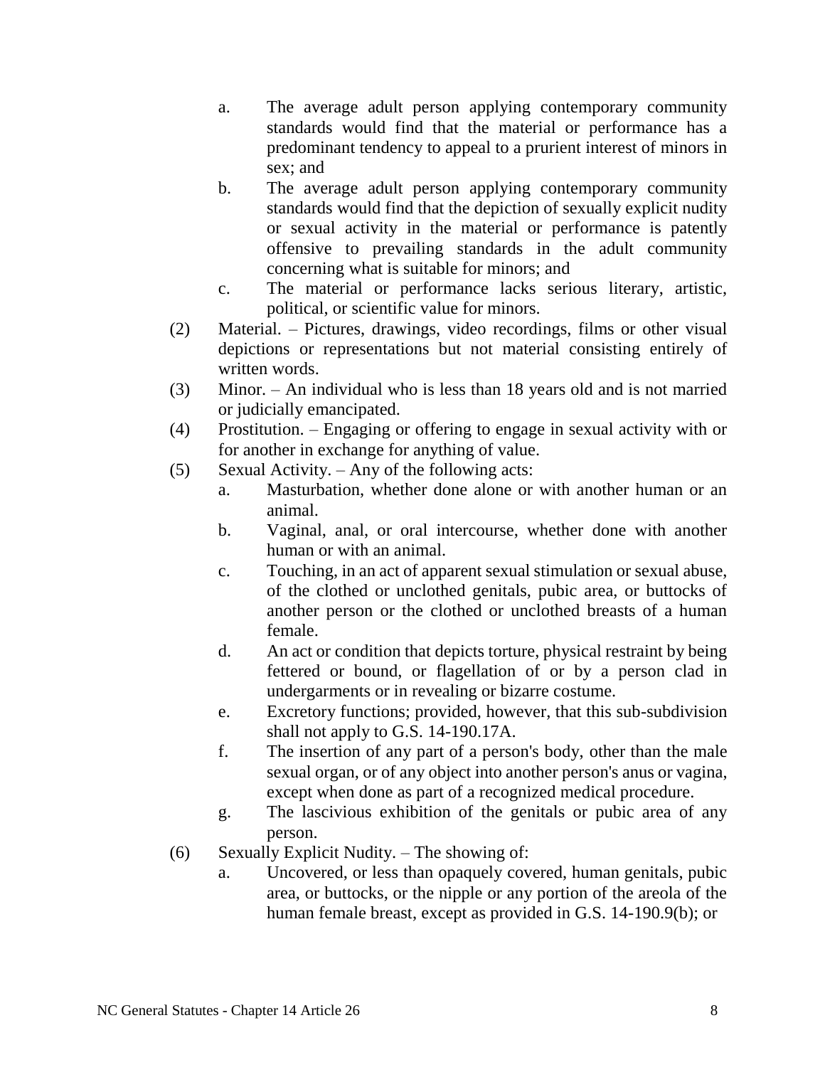a. The average adult person applying contemporary community standards would find that the material or performance has a predominant tendency to appeal to a prurient interest of minors in sex; and

b. The average adult person applying contemporary community standards would find that the depiction of sexually explicit nudity or sexual activity in the material or performance is patently offensive to prevailing standards in the adult community concerning what is suitable for minors; and

c. The material or performance lacks serious literary, artistic, political, or scientific value for minors.

(2) Material. – Pictures, drawings, video recordings, films or other visual depictions or representations but not material consisting entirely of written words.

(3) Minor. – An individual who is less than 18 years old and is not married or judicially emancipated.

(4) Prostitution. – Engaging or offering to engage in sexual activity with or for another in exchange for anything of value.

(5) Sexual Activity. – Any of the following acts:

a. Masturbation, whether done alone or with another human or an animal.

b. Vaginal, anal, or oral intercourse, whether done with another human or with an animal.

c. Touching, in an act of apparent sexual stimulation or sexual abuse, of the clothed or unclothed genitals, pubic area, or buttocks of another person or the clothed or unclothed breasts of a human female.

d. An act or condition that depicts torture, physical restraint by being fettered or bound, or flagellation of or by a person clad in undergarments or in revealing or bizarre costume.

e. Excretory functions; provided, however, that this sub-subdivision shall not apply to G.S. 14-190.17A.

f. The insertion of any part of a person's body, other than the male sexual organ, or of any object into another person's anus or vagina, except when done as part of a recognized medical procedure.

g. The lascivious exhibition of the genitals or pubic area of any person.

(6) Sexually Explicit Nudity. – The showing of:

a. Uncovered, or less than opaquely covered, human genitals, pubic area, or buttocks, or the nipple or any portion of the areola of the human female breast, except as provided in G.S. 14-190.9(b); or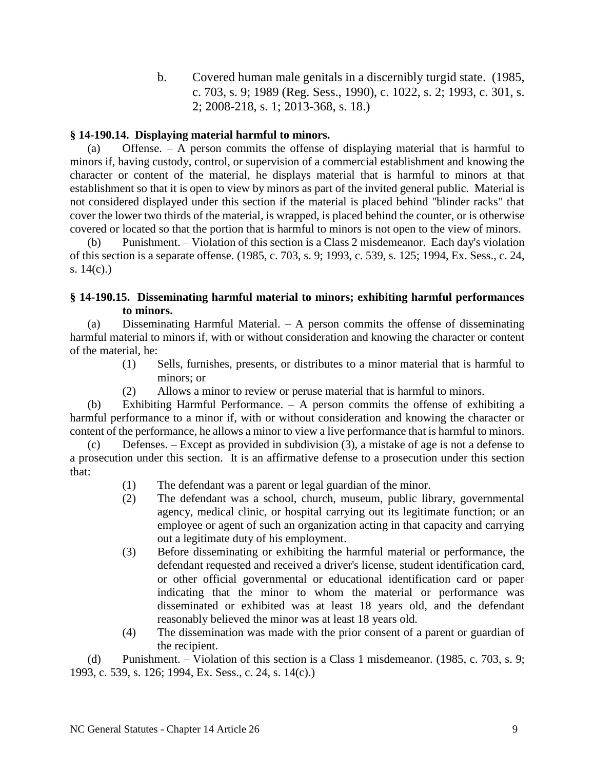b. Covered human male genitals in a discernibly turgid state. (1985, c. 703, s. 9; 1989 (Reg. Sess., 1990), c. 1022, s. 2; 1993, c. 301, s. 2; 2008-218, s. 1; 2013-368, s. 18.)

**§ 14-190.14. Displaying material harmful to minors.**

(a) Offense. – A person commits the offense of displaying material that is harmful to minors if, having custody, control, or supervision of a commercial establishment and knowing the character or content of the material, he displays material that is harmful to minors at that establishment so that it is open to view by minors as part of the invited general public. Material is not considered displayed under this section if the material is placed behind "blinder racks" that cover the lower two thirds of the material, is wrapped, is placed behind the counter, or is otherwise covered or located so that the portion that is harmful to minors is not open to the view of minors.

(b) Punishment. – Violation of this section is a Class 2 misdemeanor. Each day's violation of this section is a separate offense. (1985, c. 703, s. 9; 1993, c. 539, s. 125; 1994, Ex. Sess., c. 24, s. 14(c).)

**§ 14-190.15. Disseminating harmful material to minors; exhibiting harmful performances to minors.**

(a) Disseminating Harmful Material. – A person commits the offense of disseminating harmful material to minors if, with or without consideration and knowing the character or content of the material, he:

(1) Sells, furnishes, presents, or distributes to a minor material that is harmful to minors; or

(2) Allows a minor to review or peruse material that is harmful to minors.

(b) Exhibiting Harmful Performance. – A person commits the offense of exhibiting a harmful performance to a minor if, with or without consideration and knowing the character or content of the performance, he allows a minor to view a live performance that is harmful to minors.

(c) Defenses. – Except as provided in subdivision (3), a mistake of age is not a defense to a prosecution under this section. It is an affirmative defense to a prosecution under this section that:

(1) The defendant was a parent or legal guardian of the minor.

(2) The defendant was a school, church, museum, public library, governmental agency, medical clinic, or hospital carrying out its legitimate function; or an employee or agent of such an organization acting in that capacity and carrying out a legitimate duty of his employment.

(3) Before disseminating or exhibiting the harmful material or performance, the defendant requested and received a driver's license, student identification card, or other official governmental or educational identification card or paper indicating that the minor to whom the material or performance was disseminated or exhibited was at least 18 years old, and the defendant reasonably believed the minor was at least 18 years old.

(4) The dissemination was made with the prior consent of a parent or guardian of the recipient.

(d) Punishment. – Violation of this section is a Class 1 misdemeanor. (1985, c. 703, s. 9; 1993, c. 539, s. 126; 1994, Ex. Sess., c. 24, s. 14(c).)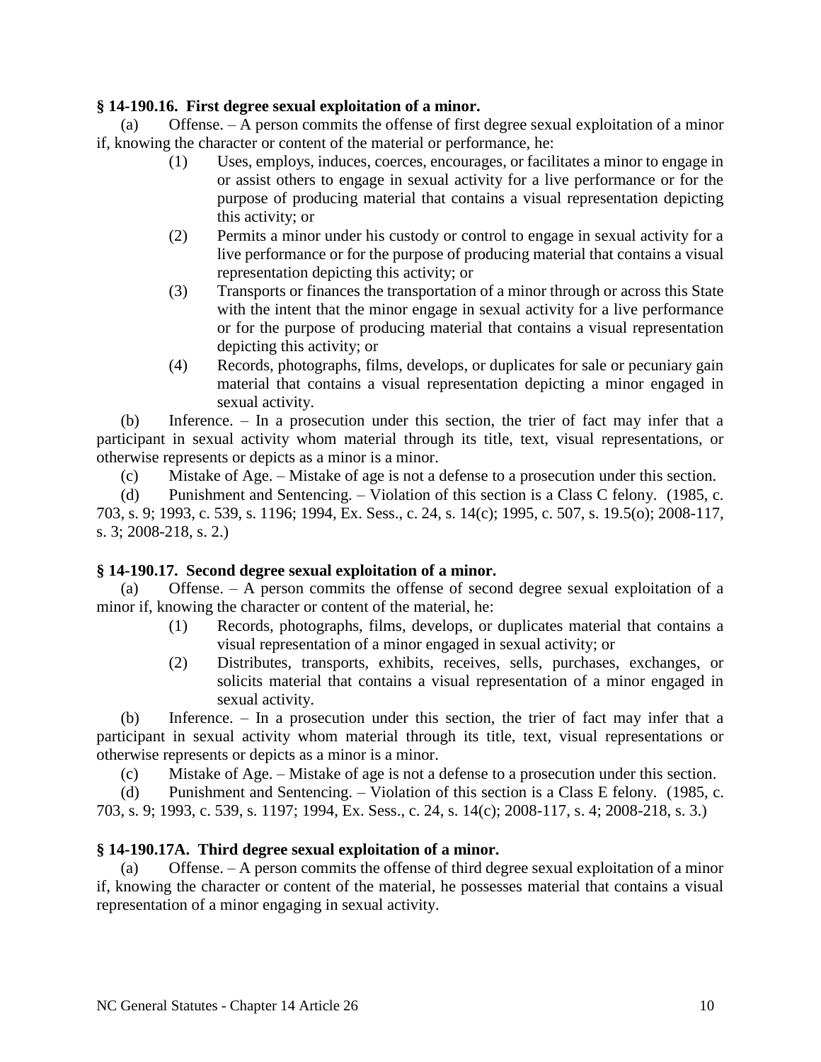**§ 14-190.16. First degree sexual exploitation of a minor.**

(a) Offense. – A person commits the offense of first degree sexual exploitation of a minor if, knowing the character or content of the material or performance, he:

(1) Uses, employs, induces, coerces, encourages, or facilitates a minor to engage in or assist others to engage in sexual activity for a live performance or for the purpose of producing material that contains a visual representation depicting this activity; or

(2) Permits a minor under his custody or control to engage in sexual activity for a live performance or for the purpose of producing material that contains a visual representation depicting this activity; or

(3) Transports or finances the transportation of a minor through or across this State with the intent that the minor engage in sexual activity for a live performance or for the purpose of producing material that contains a visual representation depicting this activity; or

(4) Records, photographs, films, develops, or duplicates for sale or pecuniary gain material that contains a visual representation depicting a minor engaged in sexual activity.

(b) Inference. – In a prosecution under this section, the trier of fact may infer that a participant in sexual activity whom material through its title, text, visual representations, or otherwise represents or depicts as a minor is a minor.

(c) Mistake of Age. – Mistake of age is not a defense to a prosecution under this section.

(d) Punishment and Sentencing. – Violation of this section is a Class C felony. (1985, c. 703, s. 9; 1993, c. 539, s. 1196; 1994, Ex. Sess., c. 24, s. 14(c); 1995, c. 507, s. 19.5(o); 2008-117, s. 3; 2008-218, s. 2.)

**§ 14-190.17. Second degree sexual exploitation of a minor.**

(a) Offense. – A person commits the offense of second degree sexual exploitation of a minor if, knowing the character or content of the material, he:

(1) Records, photographs, films, develops, or duplicates material that contains a visual representation of a minor engaged in sexual activity; or

(2) Distributes, transports, exhibits, receives, sells, purchases, exchanges, or solicits material that contains a visual representation of a minor engaged in sexual activity.

(b) Inference. – In a prosecution under this section, the trier of fact may infer that a participant in sexual activity whom material through its title, text, visual representations or otherwise represents or depicts as a minor is a minor.

(c) Mistake of Age. – Mistake of age is not a defense to a prosecution under this section.

(d) Punishment and Sentencing. – Violation of this section is a Class E felony. (1985, c. 703, s. 9; 1993, c. 539, s. 1197; 1994, Ex. Sess., c. 24, s. 14(c); 2008-117, s. 4; 2008-218, s. 3.)

**§ 14-190.17A. Third degree sexual exploitation of a minor.**

(a) Offense. – A person commits the offense of third degree sexual exploitation of a minor if, knowing the character or content of the material, he possesses material that contains a visual representation of a minor engaging in sexual activity.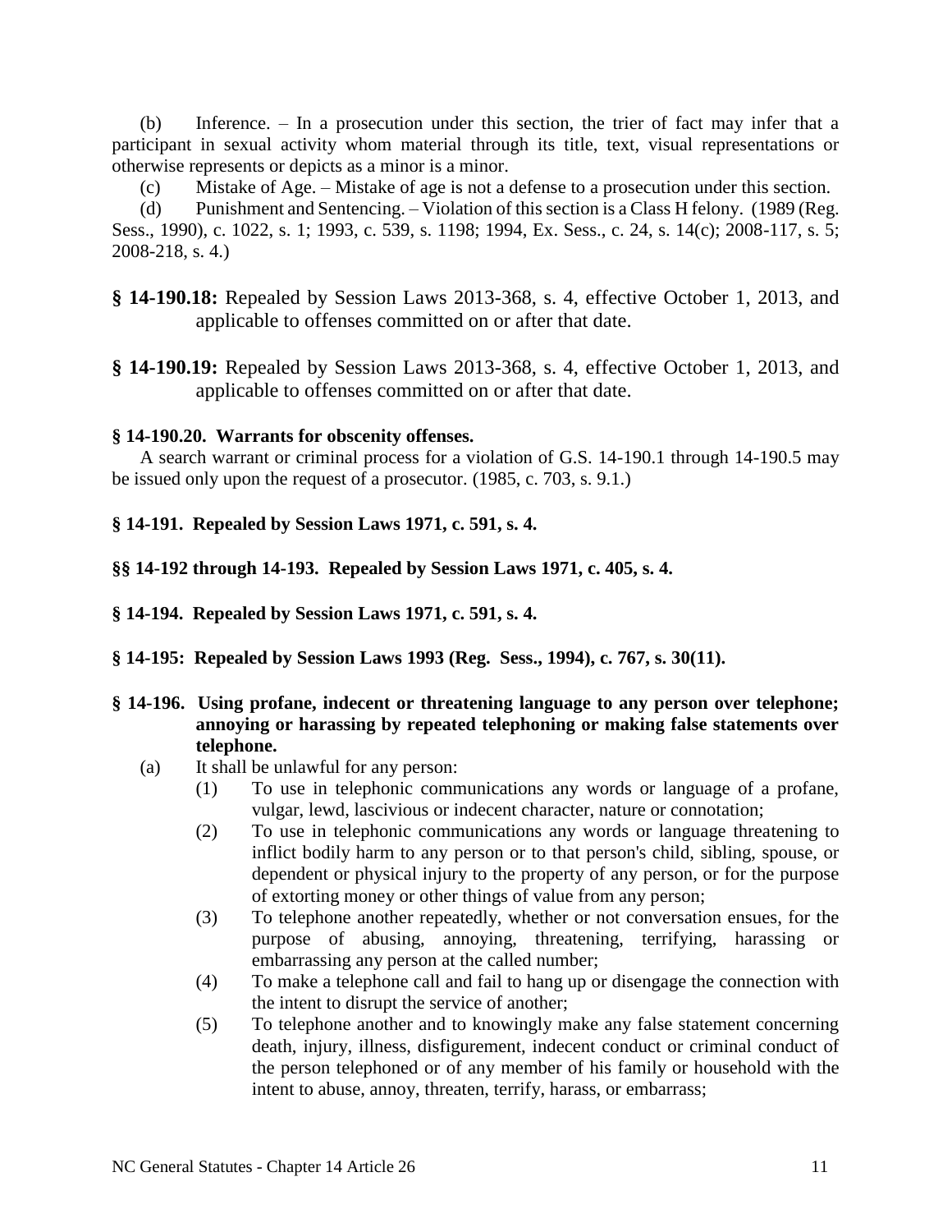(b) Inference. – In a prosecution under this section, the trier of fact may infer that a participant in sexual activity whom material through its title, text, visual representations or otherwise represents or depicts as a minor is a minor.

(c) Mistake of Age. – Mistake of age is not a defense to a prosecution under this section.

(d) Punishment and Sentencing. – Violation of this section is a Class H felony. (1989 (Reg. Sess., 1990), c. 1022, s. 1; 1993, c. 539, s. 1198; 1994, Ex. Sess., c. 24, s. 14(c); 2008-117, s. 5; 2008-218, s. 4.)

**§ 14-190.18:** Repealed by Session Laws 2013-368, s. 4, effective October 1, 2013, and applicable to offenses committed on or after that date.

**§ 14-190.19:** Repealed by Session Laws 2013-368, s. 4, effective October 1, 2013, and applicable to offenses committed on or after that date.

**§ 14-190.20. Warrants for obscenity offenses.**

A search warrant or criminal process for a violation of G.S. 14-190.1 through 14-190.5 may be issued only upon the request of a prosecutor. (1985, c. 703, s. 9.1.)

**§ 14-191. Repealed by Session Laws 1971, c. 591, s. 4.**

**§§ 14-192 through 14-193. Repealed by Session Laws 1971, c. 405, s. 4.**

**§ 14-194. Repealed by Session Laws 1971, c. 591, s. 4.**

**§ 14-195: Repealed by Session Laws 1993 (Reg. Sess., 1994), c. 767, s. 30(11).**

**§ 14-196. Using profane, indecent or threatening language to any person over telephone; annoying or harassing by repeated telephoning or making false statements over telephone.**

(a) It shall be unlawful for any person:

(1) To use in telephonic communications any words or language of a profane, vulgar, lewd, lascivious or indecent character, nature or connotation;

(2) To use in telephonic communications any words or language threatening to inflict bodily harm to any person or to that person's child, sibling, spouse, or dependent or physical injury to the property of any person, or for the purpose of extorting money or other things of value from any person;

(3) To telephone another repeatedly, whether or not conversation ensues, for the purpose of abusing, annoying, threatening, terrifying, harassing or embarrassing any person at the called number;

(4) To make a telephone call and fail to hang up or disengage the connection with the intent to disrupt the service of another;

(5) To telephone another and to knowingly make any false statement concerning death, injury, illness, disfigurement, indecent conduct or criminal conduct of the person telephoned or of any member of his family or household with the intent to abuse, annoy, threaten, terrify, harass, or embarrass;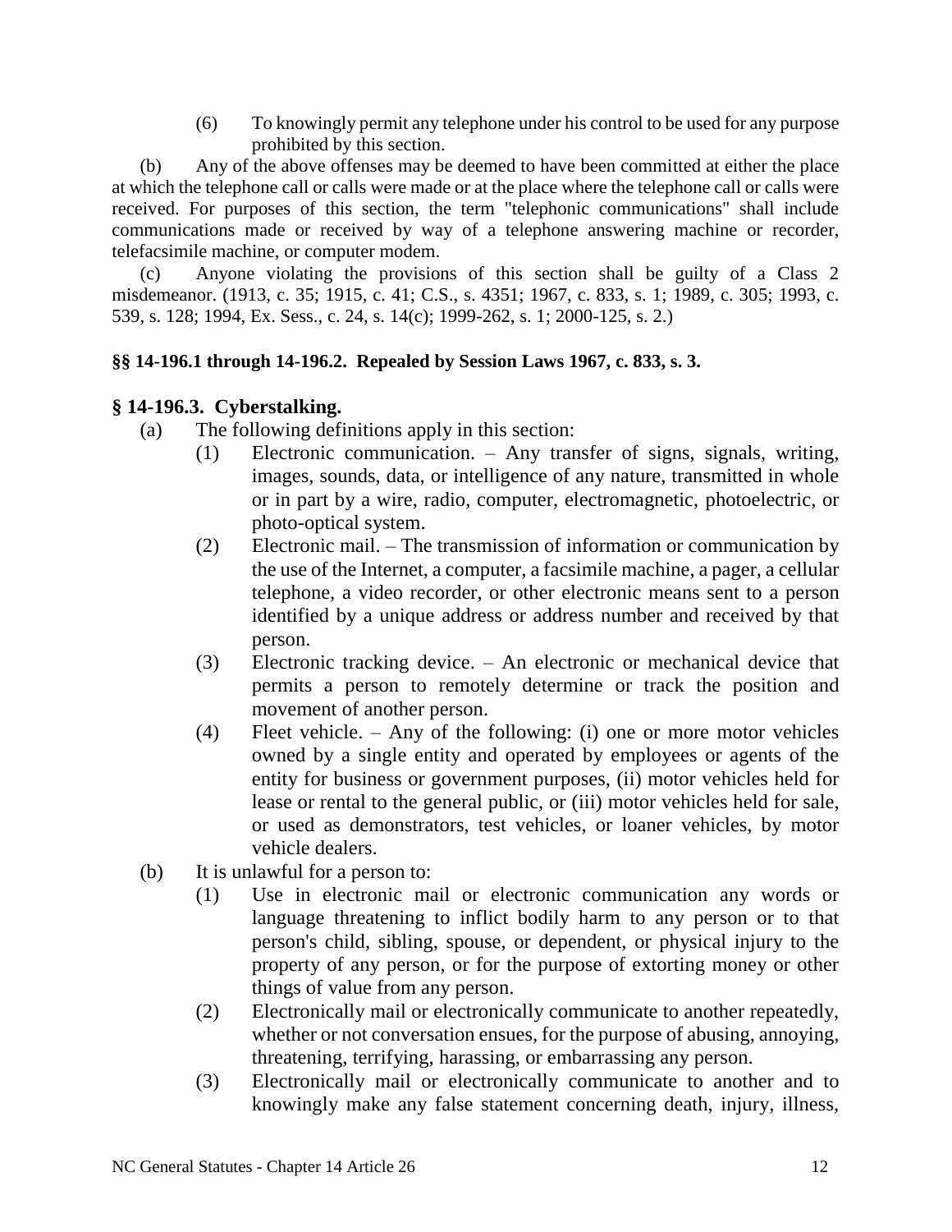(6) To knowingly permit any telephone under his control to be used for any purpose prohibited by this section.

(b) Any of the above offenses may be deemed to have been committed at either the place at which the telephone call or calls were made or at the place where the telephone call or calls were received. For purposes of this section, the term "telephonic communications" shall include communications made or received by way of a telephone answering machine or recorder, telefacsimile machine, or computer modem.

(c) Anyone violating the provisions of this section shall be guilty of a Class 2 misdemeanor. (1913, c. 35; 1915, c. 41; C.S., s. 4351; 1967, c. 833, s. 1; 1989, c. 305; 1993, c. 539, s. 128; 1994, Ex. Sess., c. 24, s. 14(c); 1999-262, s. 1; 2000-125, s. 2.)

**§§ 14-196.1 through 14-196.2. Repealed by Session Laws 1967, c. 833, s. 3.**

**§ 14-196.3. Cyberstalking.**

(a) The following definitions apply in this section:

(1) Electronic communication. – Any transfer of signs, signals, writing, images, sounds, data, or intelligence of any nature, transmitted in whole or in part by a wire, radio, computer, electromagnetic, photoelectric, or photo-optical system.

(2) Electronic mail. – The transmission of information or communication by the use of the Internet, a computer, a facsimile machine, a pager, a cellular telephone, a video recorder, or other electronic means sent to a person identified by a unique address or address number and received by that person.

(3) Electronic tracking device. – An electronic or mechanical device that permits a person to remotely determine or track the position and movement of another person.

(4) Fleet vehicle. – Any of the following: (i) one or more motor vehicles owned by a single entity and operated by employees or agents of the entity for business or government purposes, (ii) motor vehicles held for lease or rental to the general public, or (iii) motor vehicles held for sale, or used as demonstrators, test vehicles, or loaner vehicles, by motor vehicle dealers.

(b) It is unlawful for a person to:

(1) Use in electronic mail or electronic communication any words or language threatening to inflict bodily harm to any person or to that person's child, sibling, spouse, or dependent, or physical injury to the property of any person, or for the purpose of extorting money or other things of value from any person.

(2) Electronically mail or electronically communicate to another repeatedly, whether or not conversation ensues, for the purpose of abusing, annoying, threatening, terrifying, harassing, or embarrassing any person.

(3) Electronically mail or electronically communicate to another and to knowingly make any false statement concerning death, injury, illness,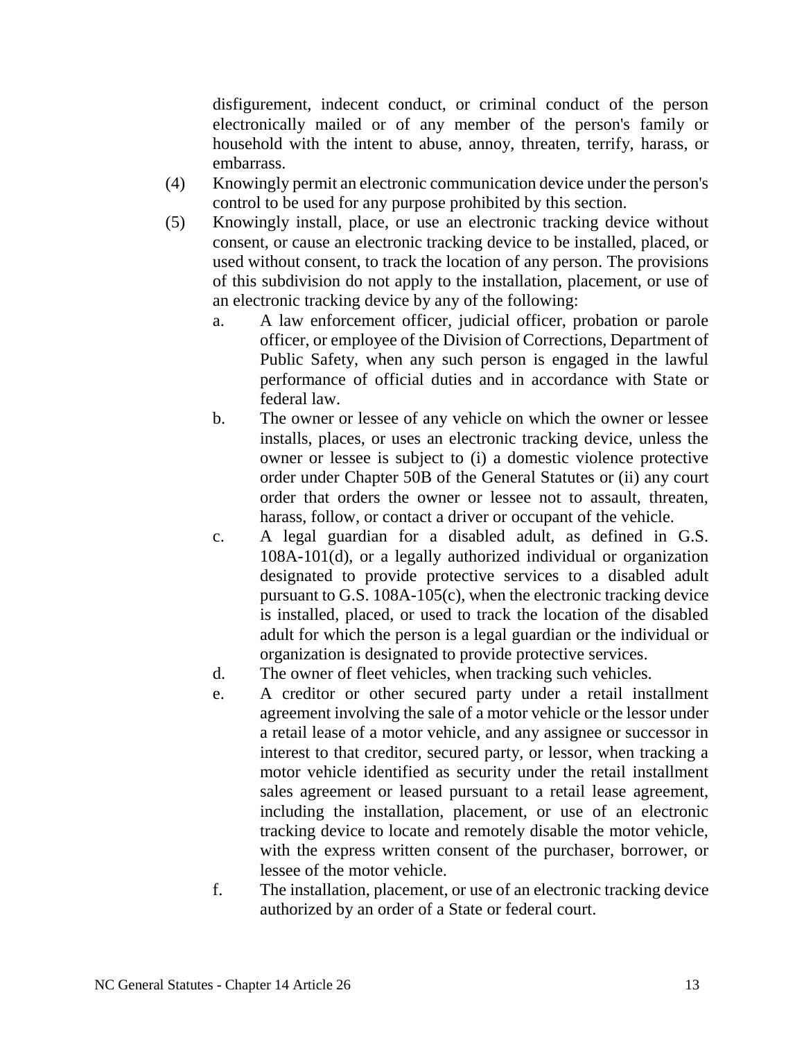disfigurement, indecent conduct, or criminal conduct of the person electronically mailed or of any member of the person's family or household with the intent to abuse, annoy, threaten, terrify, harass, or embarrass.

(4) Knowingly permit an electronic communication device under the person's control to be used for any purpose prohibited by this section.

(5) Knowingly install, place, or use an electronic tracking device without consent, or cause an electronic tracking device to be installed, placed, or used without consent, to track the location of any person. The provisions of this subdivision do not apply to the installation, placement, or use of an electronic tracking device by any of the following:

a. A law enforcement officer, judicial officer, probation or parole officer, or employee of the Division of Corrections, Department of Public Safety, when any such person is engaged in the lawful performance of official duties and in accordance with State or federal law.

b. The owner or lessee of any vehicle on which the owner or lessee installs, places, or uses an electronic tracking device, unless the owner or lessee is subject to (i) a domestic violence protective order under Chapter 50B of the General Statutes or (ii) any court order that orders the owner or lessee not to assault, threaten, harass, follow, or contact a driver or occupant of the vehicle.

c. A legal guardian for a disabled adult, as defined in G.S. 108A-101(d), or a legally authorized individual or organization designated to provide protective services to a disabled adult pursuant to G.S. 108A-105(c), when the electronic tracking device is installed, placed, or used to track the location of the disabled adult for which the person is a legal guardian or the individual or organization is designated to provide protective services.

d. The owner of fleet vehicles, when tracking such vehicles.

e. A creditor or other secured party under a retail installment agreement involving the sale of a motor vehicle or the lessor under a retail lease of a motor vehicle, and any assignee or successor in interest to that creditor, secured party, or lessor, when tracking a motor vehicle identified as security under the retail installment sales agreement or leased pursuant to a retail lease agreement, including the installation, placement, or use of an electronic tracking device to locate and remotely disable the motor vehicle, with the express written consent of the purchaser, borrower, or lessee of the motor vehicle.

f. The installation, placement, or use of an electronic tracking device authorized by an order of a State or federal court.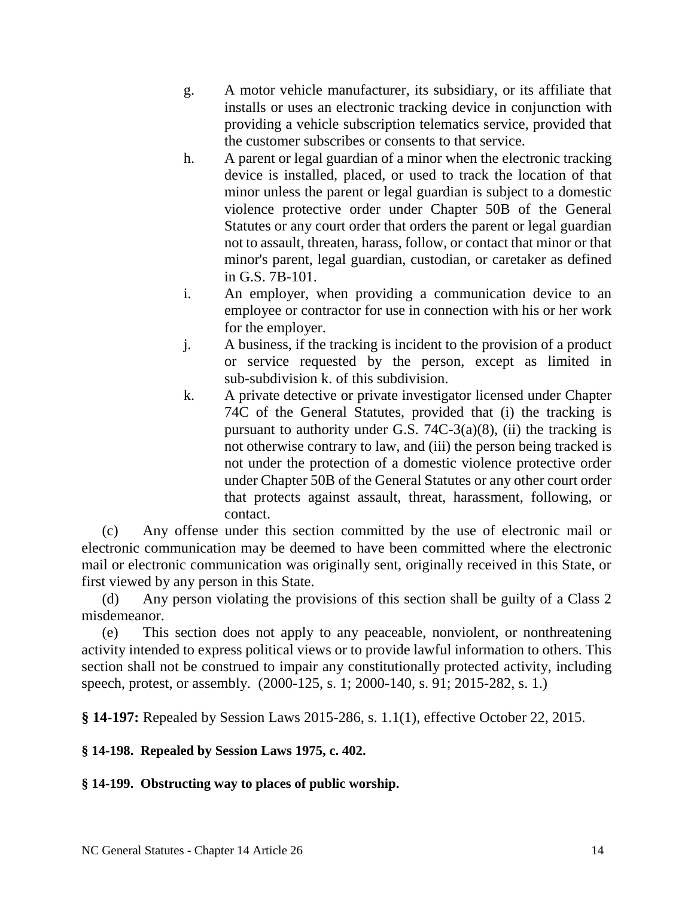g. A motor vehicle manufacturer, its subsidiary, or its affiliate that installs or uses an electronic tracking device in conjunction with providing a vehicle subscription telematics service, provided that the customer subscribes or consents to that service.

h. A parent or legal guardian of a minor when the electronic tracking device is installed, placed, or used to track the location of that minor unless the parent or legal guardian is subject to a domestic violence protective order under Chapter 50B of the General Statutes or any court order that orders the parent or legal guardian not to assault, threaten, harass, follow, or contact that minor or that minor's parent, legal guardian, custodian, or caretaker as defined in G.S. 7B-101.

i. An employer, when providing a communication device to an employee or contractor for use in connection with his or her work for the employer.

j. A business, if the tracking is incident to the provision of a product or service requested by the person, except as limited in sub-subdivision k. of this subdivision.

k. A private detective or private investigator licensed under Chapter 74C of the General Statutes, provided that (i) the tracking is pursuant to authority under G.S. 74C-3(a)(8), (ii) the tracking is not otherwise contrary to law, and (iii) the person being tracked is not under the protection of a domestic violence protective order under Chapter 50B of the General Statutes or any other court order that protects against assault, threat, harassment, following, or contact.

(c) Any offense under this section committed by the use of electronic mail or electronic communication may be deemed to have been committed where the electronic mail or electronic communication was originally sent, originally received in this State, or first viewed by any person in this State.

(d) Any person violating the provisions of this section shall be guilty of a Class 2 misdemeanor.

(e) This section does not apply to any peaceable, nonviolent, or nonthreatening activity intended to express political views or to provide lawful information to others. This section shall not be construed to impair any constitutionally protected activity, including speech, protest, or assembly. (2000-125, s. 1; 2000-140, s. 91; 2015-282, s. 1.)

**§ 14-197:** Repealed by Session Laws 2015-286, s. 1.1(1), effective October 22, 2015.

**§ 14-198. Repealed by Session Laws 1975, c. 402.**

**§ 14-199. Obstructing way to places of public worship.**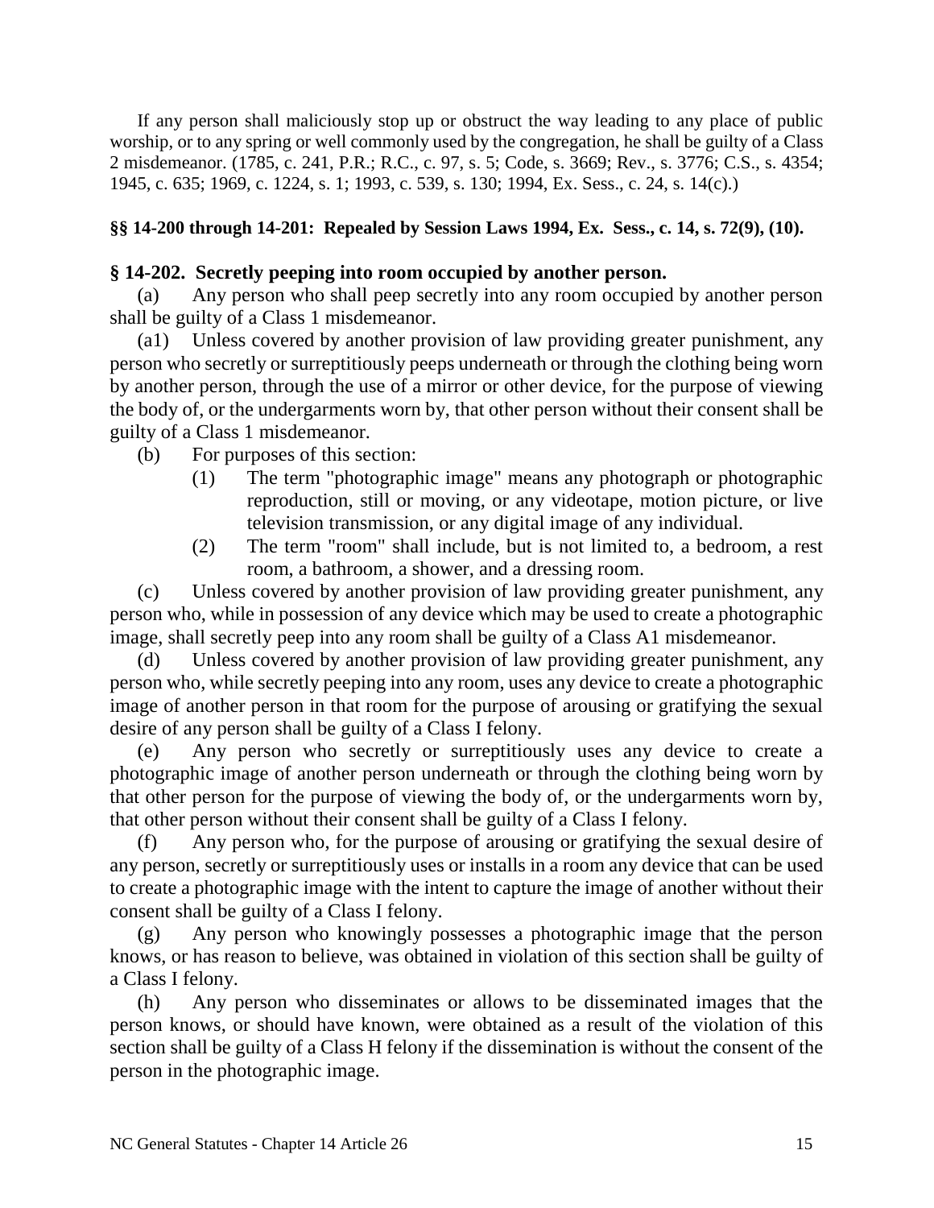If any person shall maliciously stop up or obstruct the way leading to any place of public worship, or to any spring or well commonly used by the congregation, he shall be guilty of a Class 2 misdemeanor. (1785, c. 241, P.R.; R.C., c. 97, s. 5; Code, s. 3669; Rev., s. 3776; C.S., s. 4354; 1945, c. 635; 1969, c. 1224, s. 1; 1993, c. 539, s. 130; 1994, Ex. Sess., c. 24, s. 14(c).)

**§§ 14-200 through 14-201: Repealed by Session Laws 1994, Ex. Sess., c. 14, s. 72(9), (10).**

### § 14-202. Secretly peeping into room occupied by another person.

(a) Any person who shall peep secretly into any room occupied by another person shall be guilty of a Class 1 misdemeanor.

(a1) Unless covered by another provision of law providing greater punishment, any person who secretly or surreptitiously peeps underneath or through the clothing being worn by another person, through the use of a mirror or other device, for the purpose of viewing the body of, or the undergarments worn by, that other person without their consent shall be guilty of a Class 1 misdemeanor.

(b) For purposes of this section:

(1) The term "photographic image" means any photograph or photographic reproduction, still or moving, or any videotape, motion picture, or live television transmission, or any digital image of any individual.

(2) The term "room" shall include, but is not limited to, a bedroom, a rest room, a bathroom, a shower, and a dressing room.

(c) Unless covered by another provision of law providing greater punishment, any person who, while in possession of any device which may be used to create a photographic image, shall secretly peep into any room shall be guilty of a Class A1 misdemeanor.

(d) Unless covered by another provision of law providing greater punishment, any person who, while secretly peeping into any room, uses any device to create a photographic image of another person in that room for the purpose of arousing or gratifying the sexual desire of any person shall be guilty of a Class I felony.

(e) Any person who secretly or surreptitiously uses any device to create a photographic image of another person underneath or through the clothing being worn by that other person for the purpose of viewing the body of, or the undergarments worn by, that other person without their consent shall be guilty of a Class I felony.

(f) Any person who, for the purpose of arousing or gratifying the sexual desire of any person, secretly or surreptitiously uses or installs in a room any device that can be used to create a photographic image with the intent to capture the image of another without their consent shall be guilty of a Class I felony.

(g) Any person who knowingly possesses a photographic image that the person knows, or has reason to believe, was obtained in violation of this section shall be guilty of a Class I felony.

(h) Any person who disseminates or allows to be disseminated images that the person knows, or should have known, were obtained as a result of the violation of this section shall be guilty of a Class H felony if the dissemination is without the consent of the person in the photographic image.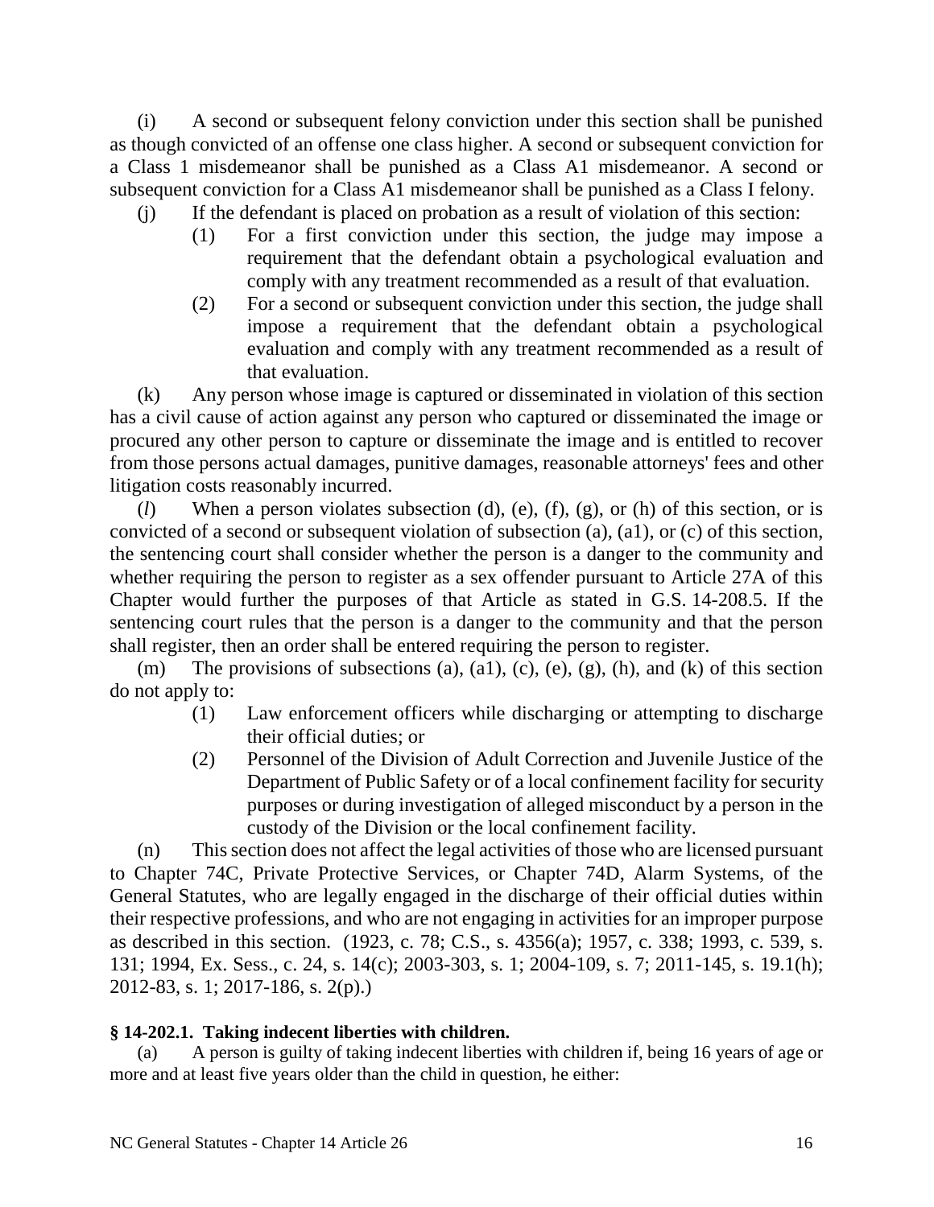(i) A second or subsequent felony conviction under this section shall be punished as though convicted of an offense one class higher. A second or subsequent conviction for a Class 1 misdemeanor shall be punished as a Class A1 misdemeanor. A second or subsequent conviction for a Class A1 misdemeanor shall be punished as a Class I felony.

(j) If the defendant is placed on probation as a result of violation of this section:

(1) For a first conviction under this section, the judge may impose a requirement that the defendant obtain a psychological evaluation and comply with any treatment recommended as a result of that evaluation.

(2) For a second or subsequent conviction under this section, the judge shall impose a requirement that the defendant obtain a psychological evaluation and comply with any treatment recommended as a result of that evaluation.

(k) Any person whose image is captured or disseminated in violation of this section has a civil cause of action against any person who captured or disseminated the image or procured any other person to capture or disseminate the image and is entitled to recover from those persons actual damages, punitive damages, reasonable attorneys' fees and other litigation costs reasonably incurred.

(*l*) When a person violates subsection (d), (e), (f), (g), or (h) of this section, or is convicted of a second or subsequent violation of subsection (a), (a1), or (c) of this section, the sentencing court shall consider whether the person is a danger to the community and whether requiring the person to register as a sex offender pursuant to Article 27A of this Chapter would further the purposes of that Article as stated in G.S. 14-208.5. If the sentencing court rules that the person is a danger to the community and that the person shall register, then an order shall be entered requiring the person to register.

(m) The provisions of subsections (a), (a1), (c), (e), (g), (h), and (k) of this section do not apply to:

(1) Law enforcement officers while discharging or attempting to discharge their official duties; or

(2) Personnel of the Division of Adult Correction and Juvenile Justice of the Department of Public Safety or of a local confinement facility for security purposes or during investigation of alleged misconduct by a person in the custody of the Division or the local confinement facility.

(n) This section does not affect the legal activities of those who are licensed pursuant to Chapter 74C, Private Protective Services, or Chapter 74D, Alarm Systems, of the General Statutes, who are legally engaged in the discharge of their official duties within their respective professions, and who are not engaging in activities for an improper purpose as described in this section. (1923, c. 78; C.S., s. 4356(a); 1957, c. 338; 1993, c. 539, s. 131; 1994, Ex. Sess., c. 24, s. 14(c); 2003-303, s. 1; 2004-109, s. 7; 2011-145, s. 19.1(h); 2012-83, s. 1; 2017-186, s. 2(p).)

**§ 14-202.1. Taking indecent liberties with children.**

(a) A person is guilty of taking indecent liberties with children if, being 16 years of age or more and at least five years older than the child in question, he either: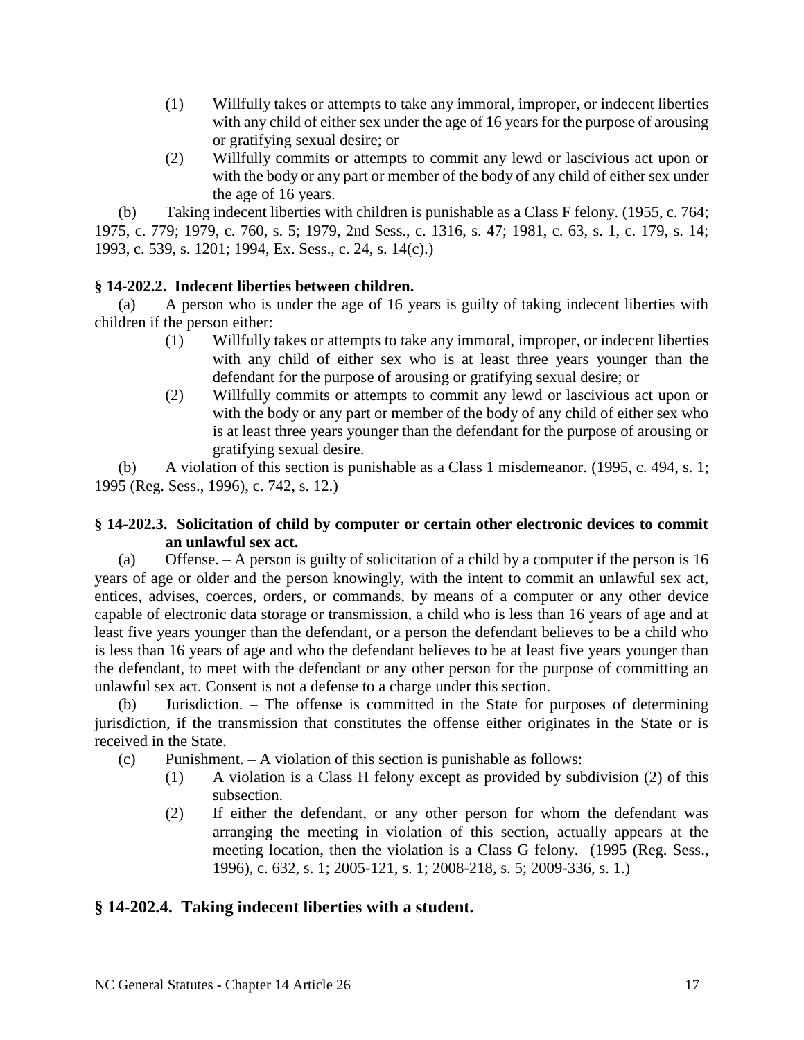(1) Willfully takes or attempts to take any immoral, improper, or indecent liberties with any child of either sex under the age of 16 years for the purpose of arousing or gratifying sexual desire; or

(2) Willfully commits or attempts to commit any lewd or lascivious act upon or with the body or any part or member of the body of any child of either sex under the age of 16 years.

(b) Taking indecent liberties with children is punishable as a Class F felony. (1955, c. 764; 1975, c. 779; 1979, c. 760, s. 5; 1979, 2nd Sess., c. 1316, s. 47; 1981, c. 63, s. 1, c. 179, s. 14; 1993, c. 539, s. 1201; 1994, Ex. Sess., c. 24, s. 14(c).)

**§ 14-202.2. Indecent liberties between children.**

(a) A person who is under the age of 16 years is guilty of taking indecent liberties with children if the person either:

(1) Willfully takes or attempts to take any immoral, improper, or indecent liberties with any child of either sex who is at least three years younger than the defendant for the purpose of arousing or gratifying sexual desire; or

(2) Willfully commits or attempts to commit any lewd or lascivious act upon or with the body or any part or member of the body of any child of either sex who is at least three years younger than the defendant for the purpose of arousing or gratifying sexual desire.

(b) A violation of this section is punishable as a Class 1 misdemeanor. (1995, c. 494, s. 1; 1995 (Reg. Sess., 1996), c. 742, s. 12.)

**§ 14-202.3. Solicitation of child by computer or certain other electronic devices to commit an unlawful sex act.**

(a) Offense. – A person is guilty of solicitation of a child by a computer if the person is 16 years of age or older and the person knowingly, with the intent to commit an unlawful sex act, entices, advises, coerces, orders, or commands, by means of a computer or any other device capable of electronic data storage or transmission, a child who is less than 16 years of age and at least five years younger than the defendant, or a person the defendant believes to be a child who is less than 16 years of age and who the defendant believes to be at least five years younger than the defendant, to meet with the defendant or any other person for the purpose of committing an unlawful sex act. Consent is not a defense to a charge under this section.

(b) Jurisdiction. – The offense is committed in the State for purposes of determining jurisdiction, if the transmission that constitutes the offense either originates in the State or is received in the State.

(c) Punishment. – A violation of this section is punishable as follows:

(1) A violation is a Class H felony except as provided by subdivision (2) of this subsection.

(2) If either the defendant, or any other person for whom the defendant was arranging the meeting in violation of this section, actually appears at the meeting location, then the violation is a Class G felony. (1995 (Reg. Sess., 1996), c. 632, s. 1; 2005-121, s. 1; 2008-218, s. 5; 2009-336, s. 1.)

## § 14-202.4. Taking indecent liberties with a student.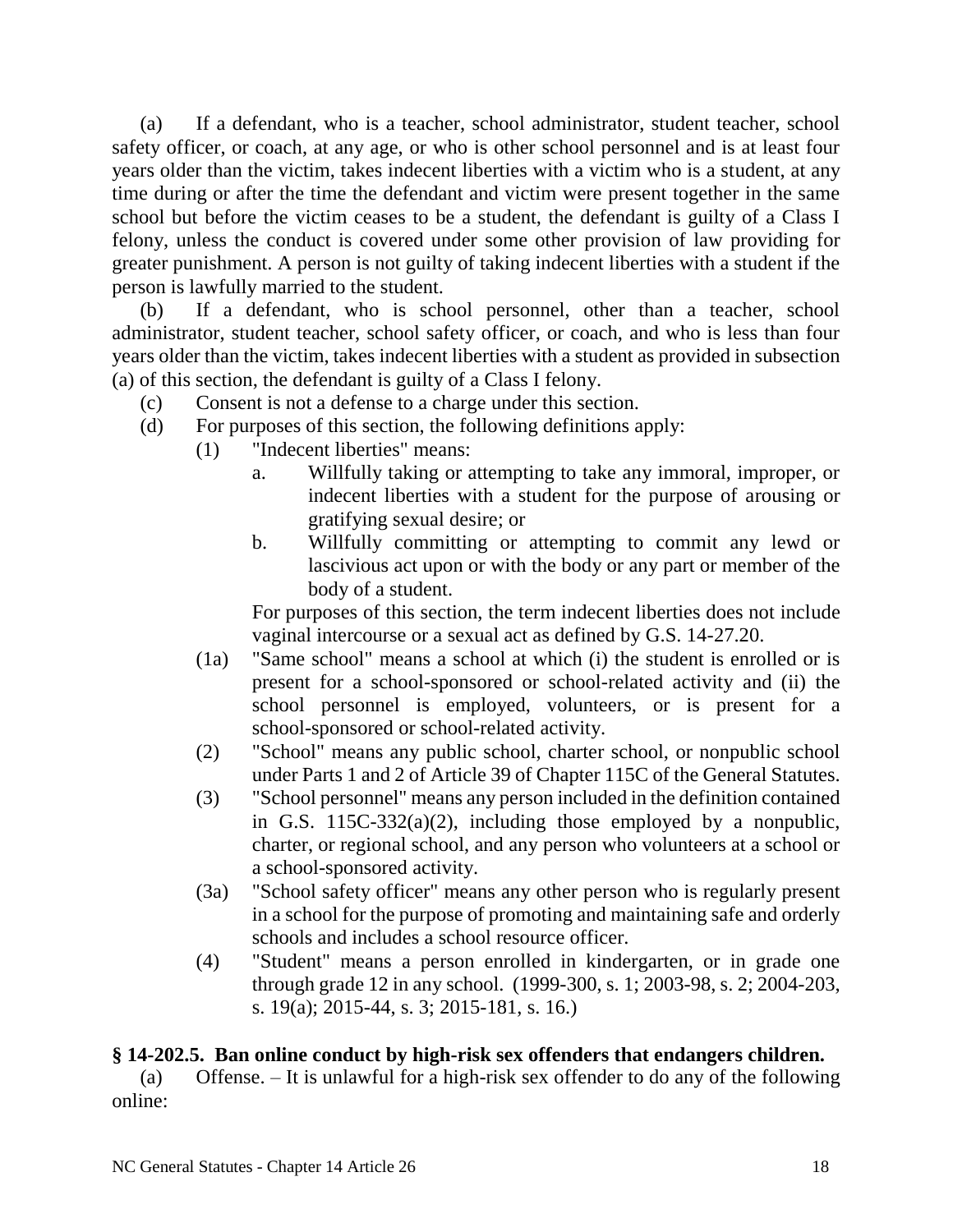(a) If a defendant, who is a teacher, school administrator, student teacher, school safety officer, or coach, at any age, or who is other school personnel and is at least four years older than the victim, takes indecent liberties with a victim who is a student, at any time during or after the time the defendant and victim were present together in the same school but before the victim ceases to be a student, the defendant is guilty of a Class I felony, unless the conduct is covered under some other provision of law providing for greater punishment. A person is not guilty of taking indecent liberties with a student if the person is lawfully married to the student.

(b) If a defendant, who is school personnel, other than a teacher, school administrator, student teacher, school safety officer, or coach, and who is less than four years older than the victim, takes indecent liberties with a student as provided in subsection (a) of this section, the defendant is guilty of a Class I felony.

(c) Consent is not a defense to a charge under this section.

(d) For purposes of this section, the following definitions apply:

(1) "Indecent liberties" means:

a. Willfully taking or attempting to take any immoral, improper, or indecent liberties with a student for the purpose of arousing or gratifying sexual desire; or

b. Willfully committing or attempting to commit any lewd or lascivious act upon or with the body or any part or member of the body of a student.

For purposes of this section, the term indecent liberties does not include vaginal intercourse or a sexual act as defined by G.S. 14-27.20.

(1a) "Same school" means a school at which (i) the student is enrolled or is present for a school-sponsored or school-related activity and (ii) the school personnel is employed, volunteers, or is present for a school-sponsored or school-related activity.

(2) "School" means any public school, charter school, or nonpublic school under Parts 1 and 2 of Article 39 of Chapter 115C of the General Statutes.

(3) "School personnel" means any person included in the definition contained in G.S. 115C-332(a)(2), including those employed by a nonpublic, charter, or regional school, and any person who volunteers at a school or a school-sponsored activity.

(3a) "School safety officer" means any other person who is regularly present in a school for the purpose of promoting and maintaining safe and orderly schools and includes a school resource officer.

(4) "Student" means a person enrolled in kindergarten, or in grade one through grade 12 in any school. (1999-300, s. 1; 2003-98, s. 2; 2004-203, s. 19(a); 2015-44, s. 3; 2015-181, s. 16.)

**§ 14-202.5. Ban online conduct by high-risk sex offenders that endangers children.**

(a) Offense. – It is unlawful for a high-risk sex offender to do any of the following online: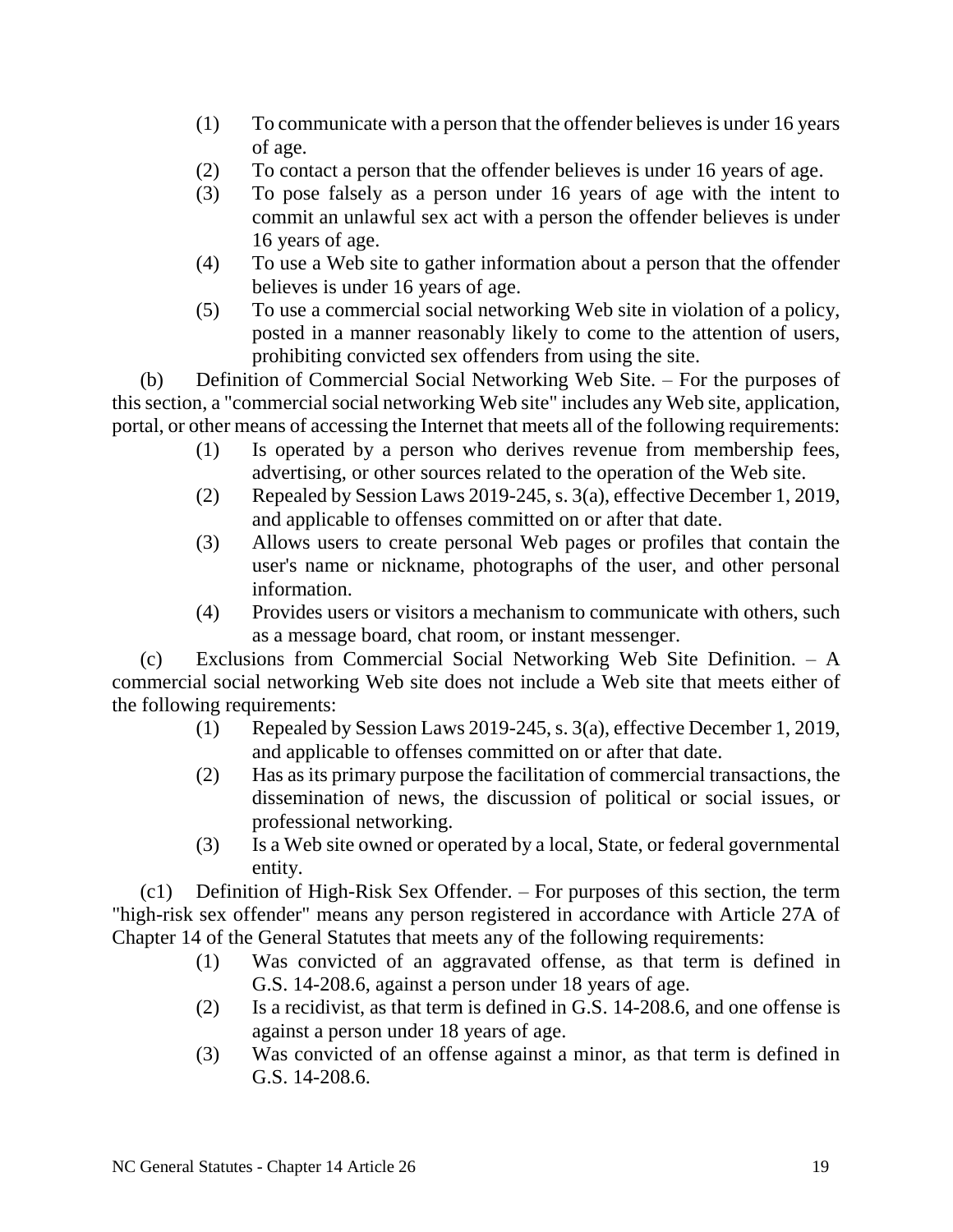(1) To communicate with a person that the offender believes is under 16 years of age.
(2) To contact a person that the offender believes is under 16 years of age.
(3) To pose falsely as a person under 16 years of age with the intent to commit an unlawful sex act with a person the offender believes is under 16 years of age.
(4) To use a Web site to gather information about a person that the offender believes is under 16 years of age.
(5) To use a commercial social networking Web site in violation of a policy, posted in a manner reasonably likely to come to the attention of users, prohibiting convicted sex offenders from using the site.

(b) Definition of Commercial Social Networking Web Site. – For the purposes of this section, a "commercial social networking Web site" includes any Web site, application, portal, or other means of accessing the Internet that meets all of the following requirements:

(1) Is operated by a person who derives revenue from membership fees, advertising, or other sources related to the operation of the Web site.
(2) Repealed by Session Laws 2019-245, s. 3(a), effective December 1, 2019, and applicable to offenses committed on or after that date.
(3) Allows users to create personal Web pages or profiles that contain the user's name or nickname, photographs of the user, and other personal information.
(4) Provides users or visitors a mechanism to communicate with others, such as a message board, chat room, or instant messenger.

(c) Exclusions from Commercial Social Networking Web Site Definition. – A commercial social networking Web site does not include a Web site that meets either of the following requirements:

(1) Repealed by Session Laws 2019-245, s. 3(a), effective December 1, 2019, and applicable to offenses committed on or after that date.
(2) Has as its primary purpose the facilitation of commercial transactions, the dissemination of news, the discussion of political or social issues, or professional networking.
(3) Is a Web site owned or operated by a local, State, or federal governmental entity.

(c1) Definition of High-Risk Sex Offender. – For purposes of this section, the term "high-risk sex offender" means any person registered in accordance with Article 27A of Chapter 14 of the General Statutes that meets any of the following requirements:

(1) Was convicted of an aggravated offense, as that term is defined in G.S. 14-208.6, against a person under 18 years of age.
(2) Is a recidivist, as that term is defined in G.S. 14-208.6, and one offense is against a person under 18 years of age.
(3) Was convicted of an offense against a minor, as that term is defined in G.S. 14-208.6.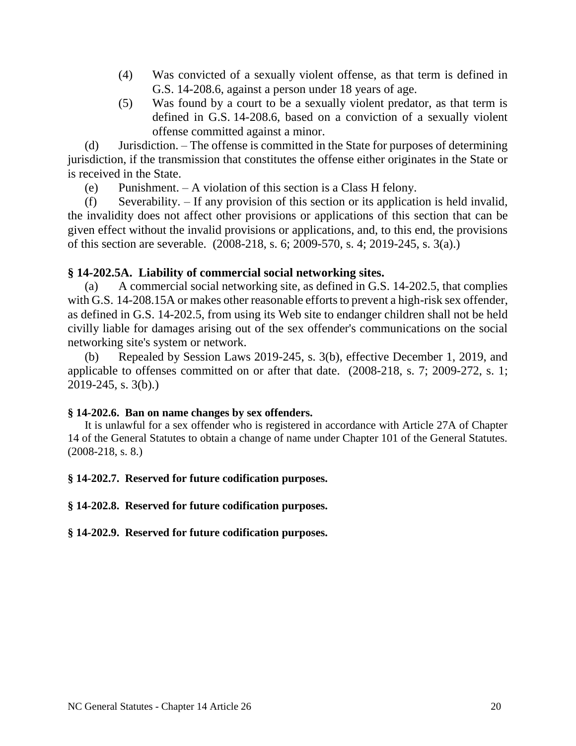(4) Was convicted of a sexually violent offense, as that term is defined in G.S. 14-208.6, against a person under 18 years of age.

(5) Was found by a court to be a sexually violent predator, as that term is defined in G.S. 14-208.6, based on a conviction of a sexually violent offense committed against a minor.

(d) Jurisdiction. – The offense is committed in the State for purposes of determining jurisdiction, if the transmission that constitutes the offense either originates in the State or is received in the State.

(e) Punishment. – A violation of this section is a Class H felony.

(f) Severability. – If any provision of this section or its application is held invalid, the invalidity does not affect other provisions or applications of this section that can be given effect without the invalid provisions or applications, and, to this end, the provisions of this section are severable. (2008-218, s. 6; 2009-570, s. 4; 2019-245, s. 3(a).)

**§ 14-202.5A. Liability of commercial social networking sites.**

(a) A commercial social networking site, as defined in G.S. 14-202.5, that complies with G.S. 14-208.15A or makes other reasonable efforts to prevent a high-risk sex offender, as defined in G.S. 14-202.5, from using its Web site to endanger children shall not be held civilly liable for damages arising out of the sex offender's communications on the social networking site's system or network.

(b) Repealed by Session Laws 2019-245, s. 3(b), effective December 1, 2019, and applicable to offenses committed on or after that date. (2008-218, s. 7; 2009-272, s. 1; 2019-245, s. 3(b).)

**§ 14-202.6. Ban on name changes by sex offenders.**

It is unlawful for a sex offender who is registered in accordance with Article 27A of Chapter 14 of the General Statutes to obtain a change of name under Chapter 101 of the General Statutes. (2008-218, s. 8.)

**§ 14-202.7. Reserved for future codification purposes.**

**§ 14-202.8. Reserved for future codification purposes.**

**§ 14-202.9. Reserved for future codification purposes.**